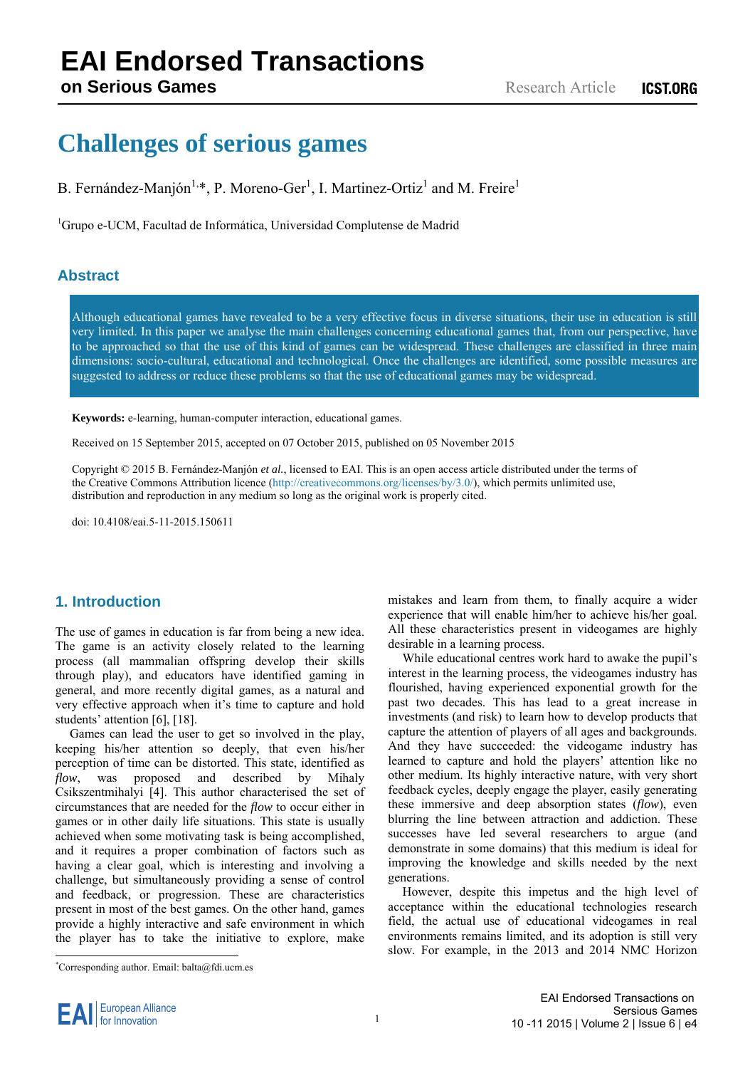# Challenges of serious games

B. Fernández-Manjón[1,*], P. Moreno-Ger[1], I. Martinez-Ortiz[1] and M. Freire[1]

[1]Grupo e-UCM, Facultad de Informática, Universidad Complutense de Madrid

## Abstract

Although educational games have revealed to be a very effective focus in diverse situations, their use in education is still very limited. In this paper we analyse the main challenges concerning educational games that, from our perspective, have to be approached so that the use of this kind of games can be widespread. These challenges are classified in three main dimensions: socio-cultural, educational and technological. Once the challenges are identified, some possible measures are suggested to address or reduce these problems so that the use of educational games may be widespread.

**Keywords:** e-learning, human-computer interaction, educational games.

Received on 15 September 2015, accepted on 07 October 2015, published on 05 November 2015

Copyright © 2015 B. Fernández-Manjón *et al.*, licensed to EAI. This is an open access article distributed under the terms of the Creative Commons Attribution licence (http://creativecommons.org/licenses/by/3.0/), which permits unlimited use, distribution and reproduction in any medium so long as the original work is properly cited.

doi: 10.4108/eai.5-11-2015.150611

## 1. Introduction

The use of games in education is far from being a new idea. The game is an activity closely related to the learning process (all mammalian offspring develop their skills through play), and educators have identified gaming in general, and more recently digital games, as a natural and very effective approach when it's time to capture and hold students' attention [6], [18].

Games can lead the user to get so involved in the play, keeping his/her attention so deeply, that even his/her perception of time can be distorted. This state, identified as *flow*, was proposed and described by Mihaly Csikszentmihalyi [4]. This author characterised the set of circumstances that are needed for the *flow* to occur either in games or in other daily life situations. This state is usually achieved when some motivating task is being accomplished, and it requires a proper combination of factors such as having a clear goal, which is interesting and involving a challenge, but simultaneously providing a sense of control and feedback, or progression. These are characteristics present in most of the best games. On the other hand, games provide a highly interactive and safe environment in which the player has to take the initiative to explore, make mistakes and learn from them, to finally acquire a wider experience that will enable him/her to achieve his/her goal. All these characteristics present in videogames are highly desirable in a learning process.

While educational centres work hard to awake the pupil's interest in the learning process, the videogames industry has flourished, having experienced exponential growth for the past two decades. This has lead to a great increase in investments (and risk) to learn how to develop products that capture the attention of players of all ages and backgrounds. And they have succeeded: the videogame industry has learned to capture and hold the players' attention like no other medium. Its highly interactive nature, with very short feedback cycles, deeply engage the player, easily generating these immersive and deep absorption states (*flow*), even blurring the line between attraction and addiction. These successes have led several researchers to argue (and demonstrate in some domains) that this medium is ideal for improving the knowledge and skills needed by the next generations.

However, despite this impetus and the high level of acceptance within the educational technologies research field, the actual use of educational videogames in real environments remains limited, and its adoption is still very slow. For example, in the 2013 and 2014 NMC Horizon

[*]Corresponding author. Email: balta@fdi.ucm.es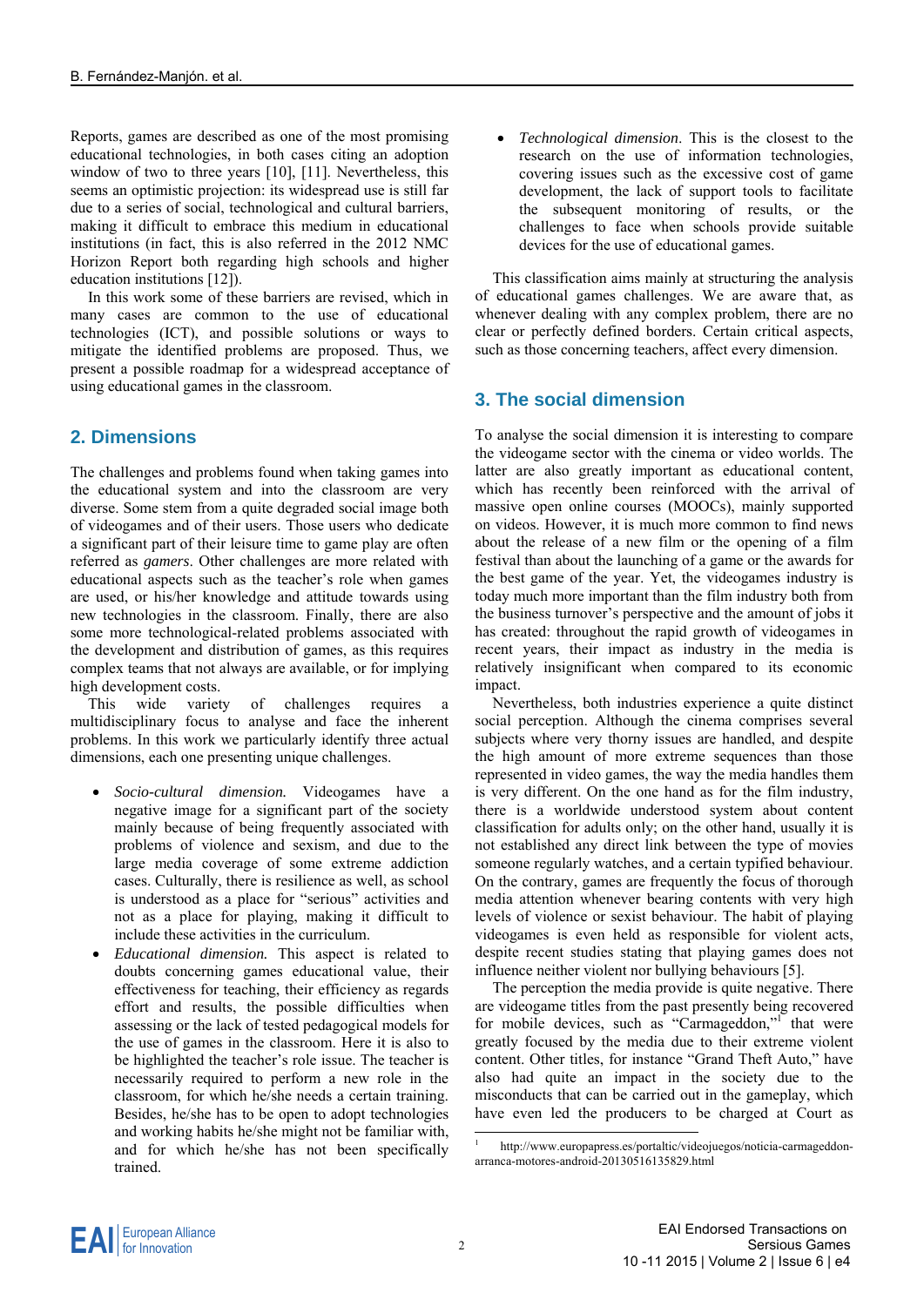Reports, games are described as one of the most promising educational technologies, in both cases citing an adoption window of two to three years [10], [11]. Nevertheless, this seems an optimistic projection: its widespread use is still far due to a series of social, technological and cultural barriers, making it difficult to embrace this medium in educational institutions (in fact, this is also referred in the 2012 NMC Horizon Report both regarding high schools and higher education institutions [12]).

In this work some of these barriers are revised, which in many cases are common to the use of educational technologies (ICT), and possible solutions or ways to mitigate the identified problems are proposed. Thus, we present a possible roadmap for a widespread acceptance of using educational games in the classroom.

## 2. Dimensions

The challenges and problems found when taking games into the educational system and into the classroom are very diverse. Some stem from a quite degraded social image both of videogames and of their users. Those users who dedicate a significant part of their leisure time to game play are often referred as *gamers*. Other challenges are more related with educational aspects such as the teacher's role when games are used, or his/her knowledge and attitude towards using new technologies in the classroom. Finally, there are also some more technological-related problems associated with the development and distribution of games, as this requires complex teams that not always are available, or for implying high development costs.

This wide variety of challenges requires a multidisciplinary focus to analyse and face the inherent problems. In this work we particularly identify three actual dimensions, each one presenting unique challenges.

- *Socio-cultural dimension.* Videogames have a negative image for a significant part of the society mainly because of being frequently associated with problems of violence and sexism, and due to the large media coverage of some extreme addiction cases. Culturally, there is resilience as well, as school is understood as a place for "serious" activities and not as a place for playing, making it difficult to include these activities in the curriculum.
- *Educational dimension.* This aspect is related to doubts concerning games educational value, their effectiveness for teaching, their efficiency as regards effort and results, the possible difficulties when assessing or the lack of tested pedagogical models for the use of games in the classroom. Here it is also to be highlighted the teacher's role issue. The teacher is necessarily required to perform a new role in the classroom, for which he/she needs a certain training. Besides, he/she has to be open to adopt technologies and working habits he/she might not be familiar with, and for which he/she has not been specifically trained.
- *Technological dimension*. This is the closest to the research on the use of information technologies, covering issues such as the excessive cost of game development, the lack of support tools to facilitate the subsequent monitoring of results, or the challenges to face when schools provide suitable devices for the use of educational games.

This classification aims mainly at structuring the analysis of educational games challenges. We are aware that, as whenever dealing with any complex problem, there are no clear or perfectly defined borders. Certain critical aspects, such as those concerning teachers, affect every dimension.

## 3. The social dimension

To analyse the social dimension it is interesting to compare the videogame sector with the cinema or video worlds. The latter are also greatly important as educational content, which has recently been reinforced with the arrival of massive open online courses (MOOCs), mainly supported on videos. However, it is much more common to find news about the release of a new film or the opening of a film festival than about the launching of a game or the awards for the best game of the year. Yet, the videogames industry is today much more important than the film industry both from the business turnover's perspective and the amount of jobs it has created: throughout the rapid growth of videogames in recent years, their impact as industry in the media is relatively insignificant when compared to its economic impact.

Nevertheless, both industries experience a quite distinct social perception. Although the cinema comprises several subjects where very thorny issues are handled, and despite the high amount of more extreme sequences than those represented in video games, the way the media handles them is very different. On the one hand as for the film industry, there is a worldwide understood system about content classification for adults only; on the other hand, usually it is not established any direct link between the type of movies someone regularly watches, and a certain typified behaviour. On the contrary, games are frequently the focus of thorough media attention whenever bearing contents with very high levels of violence or sexist behaviour. The habit of playing videogames is even held as responsible for violent acts, despite recent studies stating that playing games does not influence neither violent nor bullying behaviours [5].

The perception the media provide is quite negative. There are videogame titles from the past presently being recovered for mobile devices, such as "Carmageddon,"[1] that were greatly focused by the media due to their extreme violent content. Other titles, for instance "Grand Theft Auto," have also had quite an impact in the society due to the misconducts that can be carried out in the gameplay, which have even led the producers to be charged at Court as

[1] http://www.europapress.es/portaltic/videojuegos/noticia-carmageddon-arranca-motores-android-20130516135829.html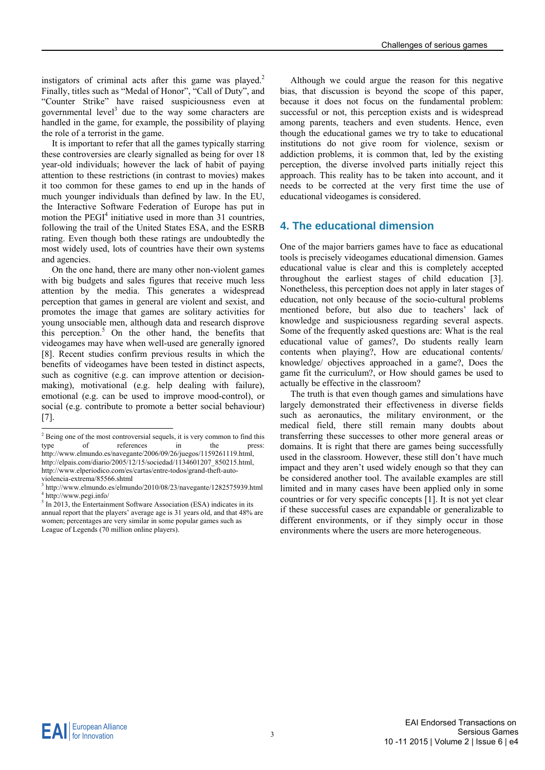instigators of criminal acts after this game was played.[2] Finally, titles such as "Medal of Honor", "Call of Duty", and "Counter Strike" have raised suspiciousness even at governmental level[3] due to the way some characters are handled in the game, for example, the possibility of playing the role of a terrorist in the game.

It is important to refer that all the games typically starring these controversies are clearly signalled as being for over 18 year-old individuals; however the lack of habit of paying attention to these restrictions (in contrast to movies) makes it too common for these games to end up in the hands of much younger individuals than defined by law. In the EU, the Interactive Software Federation of Europe has put in motion the PEGI[4] initiative used in more than 31 countries, following the trail of the United States ESA, and the ESRB rating. Even though both these ratings are undoubtedly the most widely used, lots of countries have their own systems and agencies.

On the one hand, there are many other non-violent games with big budgets and sales figures that receive much less attention by the media. This generates a widespread perception that games in general are violent and sexist, and promotes the image that games are solitary activities for young unsociable men, although data and research disprove this perception.[5] On the other hand, the benefits that videogames may have when well-used are generally ignored [8]. Recent studies confirm previous results in which the benefits of videogames have been tested in distinct aspects, such as cognitive (e.g. can improve attention or decision-making), motivational (e.g. help dealing with failure), emotional (e.g. can be used to improve mood-control), or social (e.g. contribute to promote a better social behaviour) [7].

Although we could argue the reason for this negative bias, that discussion is beyond the scope of this paper, because it does not focus on the fundamental problem: successful or not, this perception exists and is widespread among parents, teachers and even students. Hence, even though the educational games we try to take to educational institutions do not give room for violence, sexism or addiction problems, it is common that, led by the existing perception, the diverse involved parts initially reject this approach. This reality has to be taken into account, and it needs to be corrected at the very first time the use of educational videogames is considered.

## 4. The educational dimension

One of the major barriers games have to face as educational tools is precisely videogames educational dimension. Games educational value is clear and this is completely accepted throughout the earliest stages of child education [3]. Nonetheless, this perception does not apply in later stages of education, not only because of the socio-cultural problems mentioned before, but also due to teachers' lack of knowledge and suspiciousness regarding several aspects. Some of the frequently asked questions are: What is the real educational value of games?, Do students really learn contents when playing?, How are educational contents/ knowledge/ objectives approached in a game?, Does the game fit the curriculum?, or How should games be used to actually be effective in the classroom?

The truth is that even though games and simulations have largely demonstrated their effectiveness in diverse fields such as aeronautics, the military environment, or the medical field, there still remain many doubts about transferring these successes to other more general areas or domains. It is right that there are games being successfully used in the classroom. However, these still don't have much impact and they aren't used widely enough so that they can be considered another tool. The available examples are still limited and in many cases have been applied only in some countries or for very specific concepts [1]. It is not yet clear if these successful cases are expandable or generalizable to different environments, or if they simply occur in those environments where the users are more heterogeneous.

---

[2] Being one of the most controversial sequels, it is very common to find this type of references in the press: http://www.elmundo.es/navegante/2006/09/26/juegos/1159261119.html, http://elpais.com/diario/2005/12/15/sociedad/1134601207_850215.html, http://www.elperiodico.com/es/cartas/entre-todos/grand-theft-auto-violencia-extrema/85566.shtml

[3] http://www.elmundo.es/elmundo/2010/08/23/navegante/1282575939.html

[4] http://www.pegi.info/

[5] In 2013, the Entertainment Software Association (ESA) indicates in its annual report that the players' average age is 31 years old, and that 48% are women; percentages are very similar in some popular games such as League of Legends (70 million online players).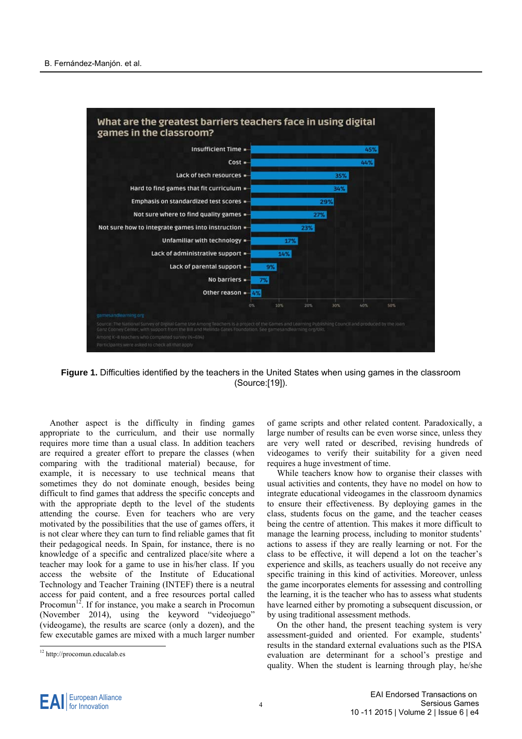**What are the greatest barriers teachers face in using digital games in the classroom?**

| Barrier | % |
|---|---|
| Insufficient Time | 45% |
| Cost | 44% |
| Lack of tech resources | 35% |
| Hard to find games that fit curriculum | 34% |
| Emphasis on standardized test scores | 29% |
| Not sure where to find quality games | 27% |
| Not sure how to integrate games into instruction | 23% |
| Unfamiliar with technology | 17% |
| Lack of administrative support | 14% |
| Lack of parental support | 9% |
| No barriers | 7% |
| Other reason | 4% |

gamesandlearning.org

Source: The National Survey of Digital Game Use Among Teachers is a project of the Games and Learning Publishing Council and produced by the Joan Ganz Cooney Center, with support from the Bill and Melinda Gates Foundation. See gamesandlearning.org/URL

Among K–8 teachers who completed survey (N=694)

Participants were asked to check all that apply

**Figure 1.** Difficulties identified by the teachers in the United States when using games in the classroom (Source:[19]).

Another aspect is the difficulty in finding games appropriate to the curriculum, and their use normally requires more time than a usual class. In addition teachers are required a greater effort to prepare the classes (when comparing with the traditional material) because, for example, it is necessary to use technical means that sometimes they do not dominate enough, besides being difficult to find games that address the specific concepts and with the appropriate depth to the level of the students attending the course. Even for teachers who are very motivated by the possibilities that the use of games offers, it is not clear where they can turn to find reliable games that fit their pedagogical needs. In Spain, for instance, there is no knowledge of a specific and centralized place/site where a teacher may look for a game to use in his/her class. If you access the website of the Institute of Educational Technology and Teacher Training (INTEF) there is a neutral access for paid content, and a free resources portal called Procomun[12]. If for instance, you make a search in Procomun (November 2014), using the keyword "videojuego" (videogame), the results are scarce (only a dozen), and the few executable games are mixed with a much larger number of game scripts and other related content. Paradoxically, a large number of results can be even worse since, unless they are very well rated or described, revising hundreds of videogames to verify their suitability for a given need requires a huge investment of time.

While teachers know how to organise their classes with usual activities and contents, they have no model on how to integrate educational videogames in the classroom dynamics to ensure their effectiveness. By deploying games in the class, students focus on the game, and the teacher ceases being the centre of attention. This makes it more difficult to manage the learning process, including to monitor students' actions to assess if they are really learning or not. For the class to be effective, it will depend a lot on the teacher's experience and skills, as teachers usually do not receive any specific training in this kind of activities. Moreover, unless the game incorporates elements for assessing and controlling the learning, it is the teacher who has to assess what students have learned either by promoting a subsequent discussion, or by using traditional assessment methods.

On the other hand, the present teaching system is very assessment-guided and oriented. For example, students' results in the standard external evaluations such as the PISA evaluation are determinant for a school's prestige and quality. When the student is learning through play, he/she

[12] http://procomun.educalab.es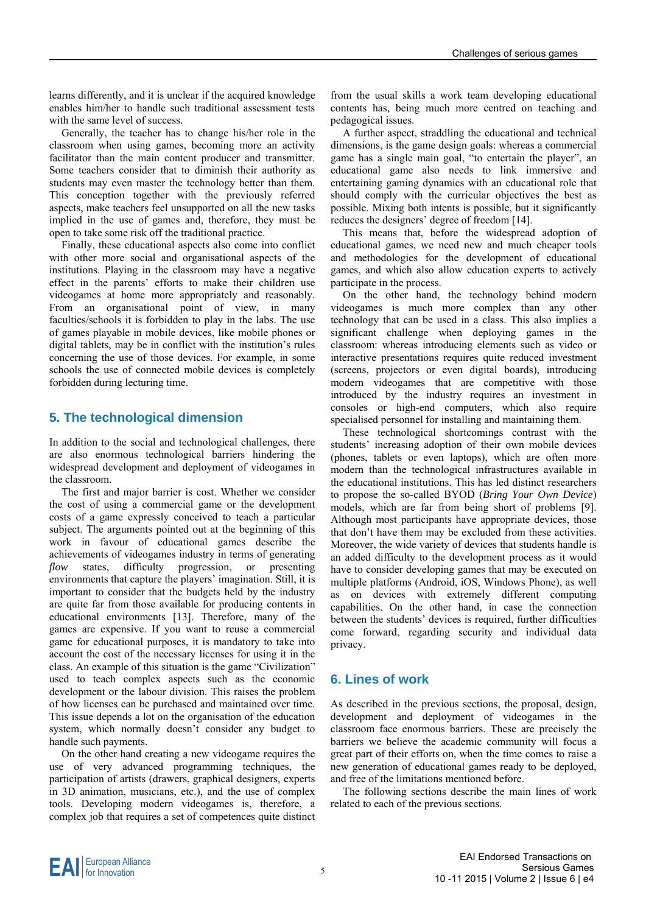learns differently, and it is unclear if the acquired knowledge enables him/her to handle such traditional assessment tests with the same level of success.

Generally, the teacher has to change his/her role in the classroom when using games, becoming more an activity facilitator than the main content producer and transmitter. Some teachers consider that to diminish their authority as students may even master the technology better than them. This conception together with the previously referred aspects, make teachers feel unsupported on all the new tasks implied in the use of games and, therefore, they must be open to take some risk off the traditional practice.

Finally, these educational aspects also come into conflict with other more social and organisational aspects of the institutions. Playing in the classroom may have a negative effect in the parents' efforts to make their children use videogames at home more appropriately and reasonably. From an organisational point of view, in many faculties/schools it is forbidden to play in the labs. The use of games playable in mobile devices, like mobile phones or digital tablets, may be in conflict with the institution's rules concerning the use of those devices. For example, in some schools the use of connected mobile devices is completely forbidden during lecturing time.

## 5. The technological dimension

In addition to the social and technological challenges, there are also enormous technological barriers hindering the widespread development and deployment of videogames in the classroom.

The first and major barrier is cost. Whether we consider the cost of using a commercial game or the development costs of a game expressly conceived to teach a particular subject. The arguments pointed out at the beginning of this work in favour of educational games describe the achievements of videogames industry in terms of generating *flow* states, difficulty progression, or presenting environments that capture the players' imagination. Still, it is important to consider that the budgets held by the industry are quite far from those available for producing contents in educational environments [13]. Therefore, many of the games are expensive. If you want to reuse a commercial game for educational purposes, it is mandatory to take into account the cost of the necessary licenses for using it in the class. An example of this situation is the game "Civilization" used to teach complex aspects such as the economic development or the labour division. This raises the problem of how licenses can be purchased and maintained over time. This issue depends a lot on the organisation of the education system, which normally doesn't consider any budget to handle such payments.

On the other hand creating a new videogame requires the use of very advanced programming techniques, the participation of artists (drawers, graphical designers, experts in 3D animation, musicians, etc.), and the use of complex tools. Developing modern videogames is, therefore, a complex job that requires a set of competences quite distinct from the usual skills a work team developing educational contents has, being much more centred on teaching and pedagogical issues.

A further aspect, straddling the educational and technical dimensions, is the game design goals: whereas a commercial game has a single main goal, "to entertain the player", an educational game also needs to link immersive and entertaining gaming dynamics with an educational role that should comply with the curricular objectives the best as possible. Mixing both intents is possible, but it significantly reduces the designers' degree of freedom [14].

This means that, before the widespread adoption of educational games, we need new and much cheaper tools and methodologies for the development of educational games, and which also allow education experts to actively participate in the process.

On the other hand, the technology behind modern videogames is much more complex than any other technology that can be used in a class. This also implies a significant challenge when deploying games in the classroom: whereas introducing elements such as video or interactive presentations requires quite reduced investment (screens, projectors or even digital boards), introducing modern videogames that are competitive with those introduced by the industry requires an investment in consoles or high-end computers, which also require specialised personnel for installing and maintaining them.

These technological shortcomings contrast with the students' increasing adoption of their own mobile devices (phones, tablets or even laptops), which are often more modern than the technological infrastructures available in the educational institutions. This has led distinct researchers to propose the so-called BYOD (*Bring Your Own Device*) models, which are far from being short of problems [9]. Although most participants have appropriate devices, those that don't have them may be excluded from these activities. Moreover, the wide variety of devices that students handle is an added difficulty to the development process as it would have to consider developing games that may be executed on multiple platforms (Android, iOS, Windows Phone), as well as on devices with extremely different computing capabilities. On the other hand, in case the connection between the students' devices is required, further difficulties come forward, regarding security and individual data privacy.

## 6. Lines of work

As described in the previous sections, the proposal, design, development and deployment of videogames in the classroom face enormous barriers. These are precisely the barriers we believe the academic community will focus a great part of their efforts on, when the time comes to raise a new generation of educational games ready to be deployed, and free of the limitations mentioned before.

The following sections describe the main lines of work related to each of the previous sections.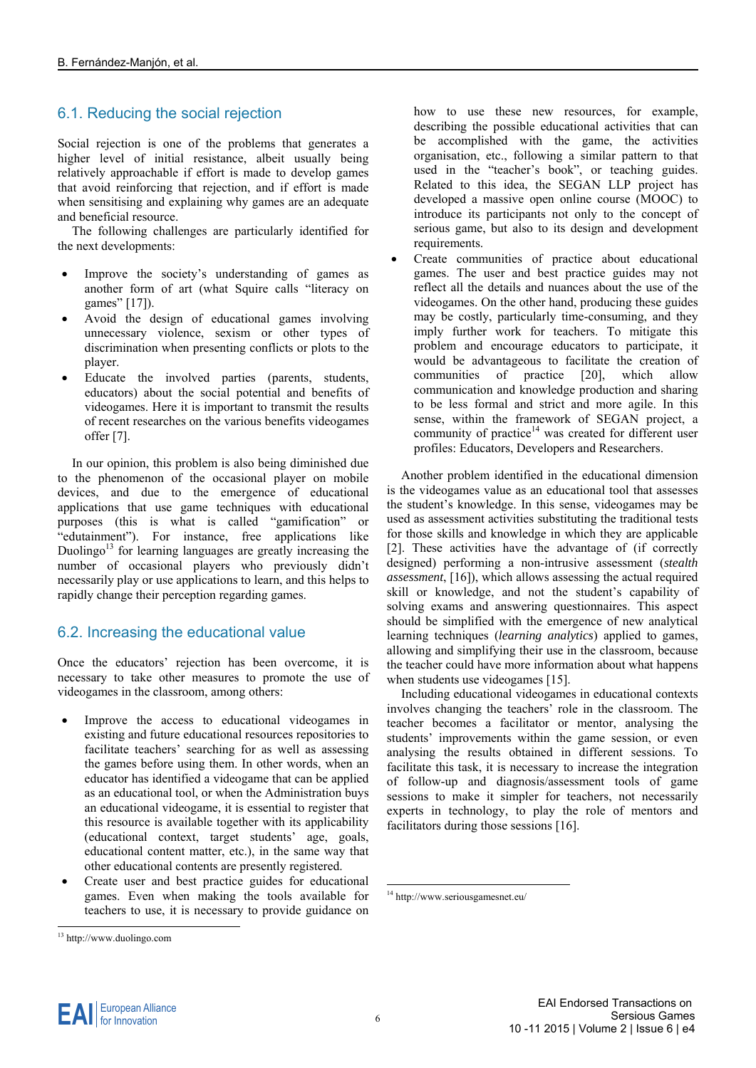## 6.1. Reducing the social rejection

Social rejection is one of the problems that generates a higher level of initial resistance, albeit usually being relatively approachable if effort is made to develop games that avoid reinforcing that rejection, and if effort is made when sensitising and explaining why games are an adequate and beneficial resource.

The following challenges are particularly identified for the next developments:

- Improve the society's understanding of games as another form of art (what Squire calls "literacy on games" [17]).
- Avoid the design of educational games involving unnecessary violence, sexism or other types of discrimination when presenting conflicts or plots to the player.
- Educate the involved parties (parents, students, educators) about the social potential and benefits of videogames. Here it is important to transmit the results of recent researches on the various benefits videogames offer [7].

In our opinion, this problem is also being diminished due to the phenomenon of the occasional player on mobile devices, and due to the emergence of educational applications that use game techniques with educational purposes (this is what is called "gamification" or "edutainment"). For instance, free applications like Duolingo[13] for learning languages are greatly increasing the number of occasional players who previously didn't necessarily play or use applications to learn, and this helps to rapidly change their perception regarding games.

## 6.2. Increasing the educational value

Once the educators' rejection has been overcome, it is necessary to take other measures to promote the use of videogames in the classroom, among others:

- Improve the access to educational videogames in existing and future educational resources repositories to facilitate teachers' searching for as well as assessing the games before using them. In other words, when an educator has identified a videogame that can be applied as an educational tool, or when the Administration buys an educational videogame, it is essential to register that this resource is available together with its applicability (educational context, target students' age, goals, educational content matter, etc.), in the same way that other educational contents are presently registered.
- Create user and best practice guides for educational games. Even when making the tools available for teachers to use, it is necessary to provide guidance on how to use these new resources, for example, describing the possible educational activities that can be accomplished with the game, the activities organisation, etc., following a similar pattern to that used in the "teacher's book", or teaching guides. Related to this idea, the SEGAN LLP project has developed a massive open online course (MOOC) to introduce its participants not only to the concept of serious game, but also to its design and development requirements.
- Create communities of practice about educational games. The user and best practice guides may not reflect all the details and nuances about the use of the videogames. On the other hand, producing these guides may be costly, particularly time-consuming, and they imply further work for teachers. To mitigate this problem and encourage educators to participate, it would be advantageous to facilitate the creation of communities of practice [20], which allow communication and knowledge production and sharing to be less formal and strict and more agile. In this sense, within the framework of SEGAN project, a community of practice[14] was created for different user profiles: Educators, Developers and Researchers.

Another problem identified in the educational dimension is the videogames value as an educational tool that assesses the student's knowledge. In this sense, videogames may be used as assessment activities substituting the traditional tests for those skills and knowledge in which they are applicable [2]. These activities have the advantage of (if correctly designed) performing a non-intrusive assessment (*stealth assessment*, [16]), which allows assessing the actual required skill or knowledge, and not the student's capability of solving exams and answering questionnaires. This aspect should be simplified with the emergence of new analytical learning techniques (*learning analytics*) applied to games, allowing and simplifying their use in the classroom, because the teacher could have more information about what happens when students use videogames [15].

Including educational videogames in educational contexts involves changing the teachers' role in the classroom. The teacher becomes a facilitator or mentor, analysing the students' improvements within the game session, or even analysing the results obtained in different sessions. To facilitate this task, it is necessary to increase the integration of follow-up and diagnosis/assessment tools of game sessions to make it simpler for teachers, not necessarily experts in technology, to play the role of mentors and facilitators during those sessions [16].

[13] http://www.duolingo.com

[14] http://www.seriousgamesnet.eu/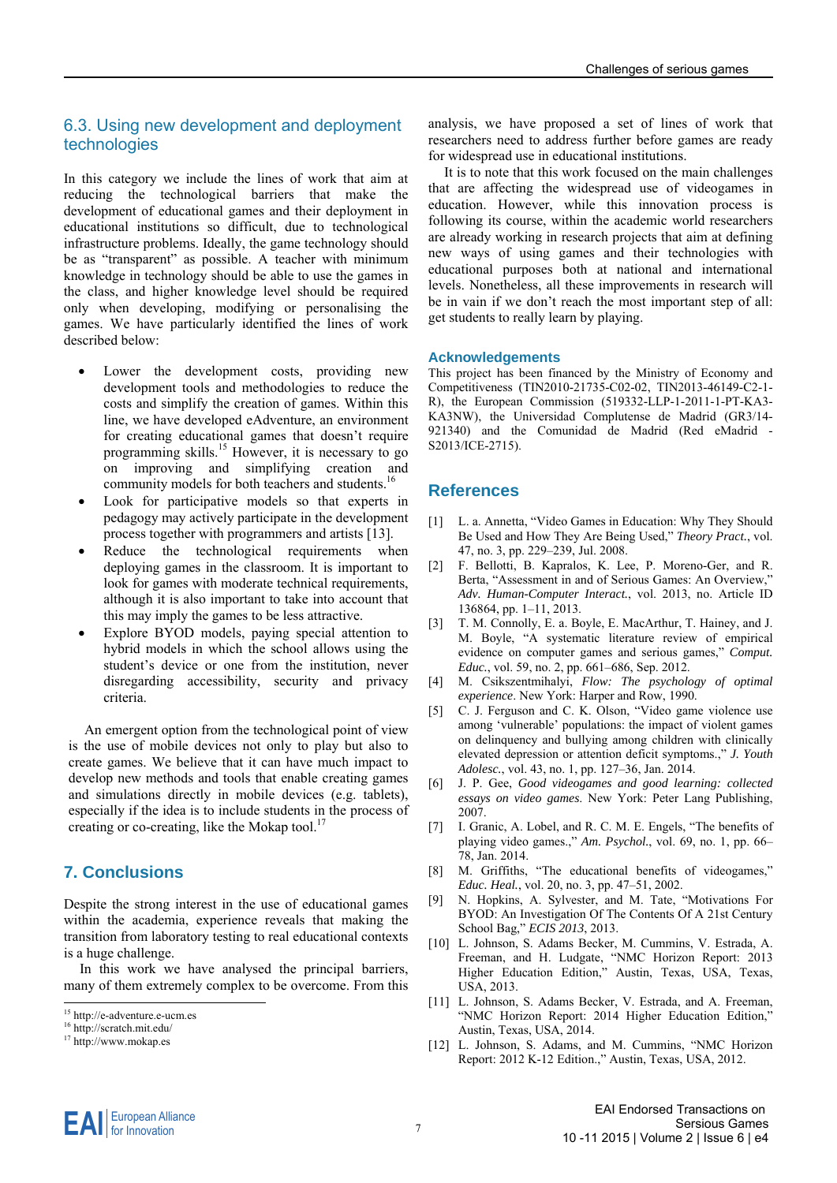### 6.3. Using new development and deployment technologies

In this category we include the lines of work that aim at reducing the technological barriers that make the development of educational games and their deployment in educational institutions so difficult, due to technological infrastructure problems. Ideally, the game technology should be as "transparent" as possible. A teacher with minimum knowledge in technology should be able to use the games in the class, and higher knowledge level should be required only when developing, modifying or personalising the games. We have particularly identified the lines of work described below:

- Lower the development costs, providing new development tools and methodologies to reduce the costs and simplify the creation of games. Within this line, we have developed eAdventure, an environment for creating educational games that doesn't require programming skills.[15] However, it is necessary to go on improving and simplifying creation and community models for both teachers and students.[16]
- Look for participative models so that experts in pedagogy may actively participate in the development process together with programmers and artists [13].
- Reduce the technological requirements when deploying games in the classroom. It is important to look for games with moderate technical requirements, although it is also important to take into account that this may imply the games to be less attractive.
- Explore BYOD models, paying special attention to hybrid models in which the school allows using the student's device or one from the institution, never disregarding accessibility, security and privacy criteria.

An emergent option from the technological point of view is the use of mobile devices not only to play but also to create games. We believe that it can have much impact to develop new methods and tools that enable creating games and simulations directly in mobile devices (e.g. tablets), especially if the idea is to include students in the process of creating or co-creating, like the Mokap tool.[17]

## 7. Conclusions

Despite the strong interest in the use of educational games within the academia, experience reveals that making the transition from laboratory testing to real educational contexts is a huge challenge.

In this work we have analysed the principal barriers, many of them extremely complex to be overcome. From this analysis, we have proposed a set of lines of work that researchers need to address further before games are ready for widespread use in educational institutions.

It is to note that this work focused on the main challenges that are affecting the widespread use of videogames in education. However, while this innovation process is following its course, within the academic world researchers are already working in research projects that aim at defining new ways of using games and their technologies with educational purposes both at national and international levels. Nonetheless, all these improvements in research will be in vain if we don't reach the most important step of all: get students to really learn by playing.

[15] http://e-adventure.e-ucm.es
[16] http://scratch.mit.edu/
[17] http://www.mokap.es

### Acknowledgements

This project has been financed by the Ministry of Economy and Competitiveness (TIN2010-21735-C02-02, TIN2013-46149-C2-1-R), the European Commission (519332-LLP-1-2011-1-PT-KA3-KA3NW), the Universidad Complutense de Madrid (GR3/14-921340) and the Comunidad de Madrid (Red eMadrid - S2013/ICE-2715).

## References

[1] L. a. Annetta, "Video Games in Education: Why They Should Be Used and How They Are Being Used," *Theory Pract.*, vol. 47, no. 3, pp. 229–239, Jul. 2008.

[2] F. Bellotti, B. Kapralos, K. Lee, P. Moreno-Ger, and R. Berta, "Assessment in and of Serious Games: An Overview," *Adv. Human-Computer Interact.*, vol. 2013, no. Article ID 136864, pp. 1–11, 2013.

[3] T. M. Connolly, E. a. Boyle, E. MacArthur, T. Hainey, and J. M. Boyle, "A systematic literature review of empirical evidence on computer games and serious games," *Comput. Educ.*, vol. 59, no. 2, pp. 661–686, Sep. 2012.

[4] M. Csikszentmihalyi, *Flow: The psychology of optimal experience*. New York: Harper and Row, 1990.

[5] C. J. Ferguson and C. K. Olson, "Video game violence use among 'vulnerable' populations: the impact of violent games on delinquency and bullying among children with clinically elevated depression or attention deficit symptoms.," *J. Youth Adolesc.*, vol. 43, no. 1, pp. 127–36, Jan. 2014.

[6] J. P. Gee, *Good videogames and good learning: collected essays on video games*. New York: Peter Lang Publishing, 2007.

[7] I. Granic, A. Lobel, and R. C. M. E. Engels, "The benefits of playing video games.," *Am. Psychol.*, vol. 69, no. 1, pp. 66–78, Jan. 2014.

[8] M. Griffiths, "The educational benefits of videogames," *Educ. Heal.*, vol. 20, no. 3, pp. 47–51, 2002.

[9] N. Hopkins, A. Sylvester, and M. Tate, "Motivations For BYOD: An Investigation Of The Contents Of A 21st Century School Bag," *ECIS 2013*, 2013.

[10] L. Johnson, S. Adams Becker, M. Cummins, V. Estrada, A. Freeman, and H. Ludgate, "NMC Horizon Report: 2013 Higher Education Edition," Austin, Texas, USA, Texas, USA, 2013.

[11] L. Johnson, S. Adams Becker, V. Estrada, and A. Freeman, "NMC Horizon Report: 2014 Higher Education Edition," Austin, Texas, USA, 2014.

[12] L. Johnson, S. Adams, and M. Cummins, "NMC Horizon Report: 2012 K-12 Edition.," Austin, Texas, USA, 2012.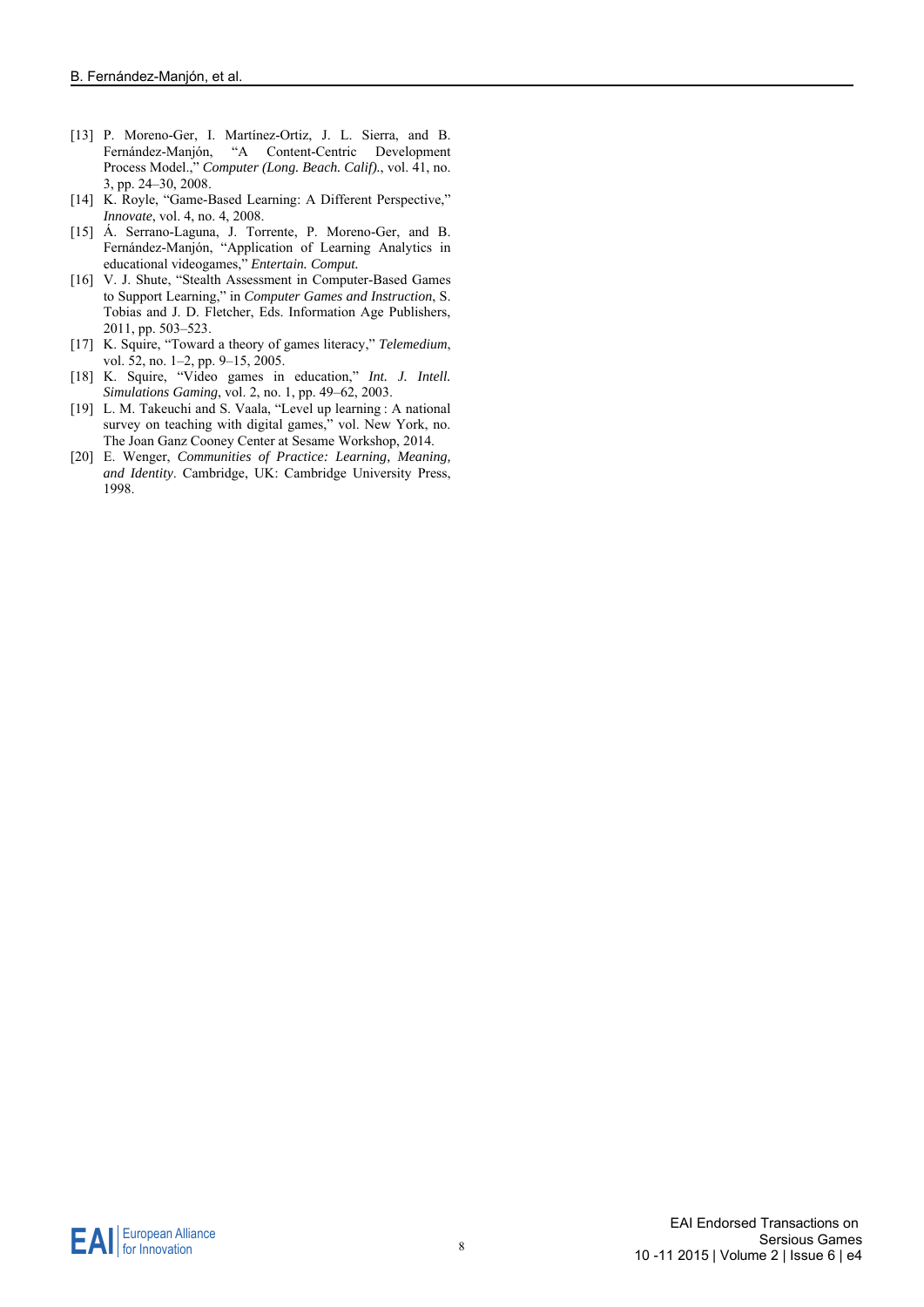[13] P. Moreno-Ger, I. Martínez-Ortiz, J. L. Sierra, and B. Fernández-Manjón, "A Content-Centric Development Process Model.," *Computer (Long. Beach. Calif).*, vol. 41, no. 3, pp. 24–30, 2008.

[14] K. Royle, "Game-Based Learning: A Different Perspective," *Innovate*, vol. 4, no. 4, 2008.

[15] Á. Serrano-Laguna, J. Torrente, P. Moreno-Ger, and B. Fernández-Manjón, "Application of Learning Analytics in educational videogames," *Entertain. Comput.*

[16] V. J. Shute, "Stealth Assessment in Computer-Based Games to Support Learning," in *Computer Games and Instruction*, S. Tobias and J. D. Fletcher, Eds. Information Age Publishers, 2011, pp. 503–523.

[17] K. Squire, "Toward a theory of games literacy," *Telemedium*, vol. 52, no. 1–2, pp. 9–15, 2005.

[18] K. Squire, "Video games in education," *Int. J. Intell. Simulations Gaming*, vol. 2, no. 1, pp. 49–62, 2003.

[19] L. M. Takeuchi and S. Vaala, "Level up learning : A national survey on teaching with digital games," vol. New York, no. The Joan Ganz Cooney Center at Sesame Workshop, 2014.

[20] E. Wenger, *Communities of Practice: Learning, Meaning, and Identity*. Cambridge, UK: Cambridge University Press, 1998.